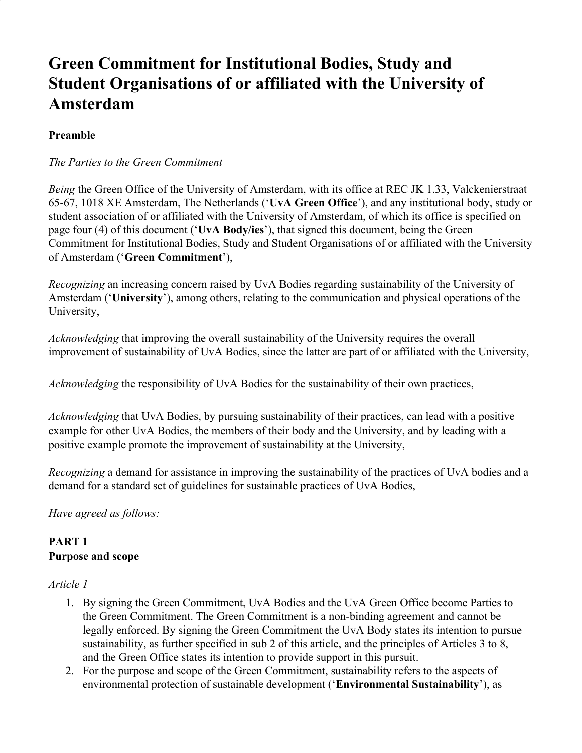# Green Commitment for Institutional Bodies, Study and Student Organisations of or affiliated with the University of Amsterdam

**Preamble**

*The Parties to the Green Commitment*

*Being* the Green Office of the University of Amsterdam, with its office at REC JK 1.33, Valckenierstraat 65-67, 1018 XE Amsterdam, The Netherlands ('**UvA Green Office**'), and any institutional body, study or student association of or affiliated with the University of Amsterdam, of which its office is specified on page four (4) of this document ('**UvA Body/ies**'), that signed this document, being the Green Commitment for Institutional Bodies, Study and Student Organisations of or affiliated with the University of Amsterdam ('**Green Commitment**'),

*Recognizing* an increasing concern raised by UvA Bodies regarding sustainability of the University of Amsterdam ('**University**'), among others, relating to the communication and physical operations of the University,

*Acknowledging* that improving the overall sustainability of the University requires the overall improvement of sustainability of UvA Bodies, since the latter are part of or affiliated with the University,

*Acknowledging* the responsibility of UvA Bodies for the sustainability of their own practices,

*Acknowledging* that UvA Bodies, by pursuing sustainability of their practices, can lead with a positive example for other UvA Bodies, the members of their body and the University, and by leading with a positive example promote the improvement of sustainability at the University,

*Recognizing* a demand for assistance in improving the sustainability of the practices of UvA bodies and a demand for a standard set of guidelines for sustainable practices of UvA Bodies,

*Have agreed as follows:*

**PART 1**
**Purpose and scope**

*Article 1*

1. By signing the Green Commitment, UvA Bodies and the UvA Green Office become Parties to the Green Commitment. The Green Commitment is a non-binding agreement and cannot be legally enforced. By signing the Green Commitment the UvA Body states its intention to pursue sustainability, as further specified in sub 2 of this article, and the principles of Articles 3 to 8, and the Green Office states its intention to provide support in this pursuit.
2. For the purpose and scope of the Green Commitment, sustainability refers to the aspects of environmental protection of sustainable development ('**Environmental Sustainability**'), as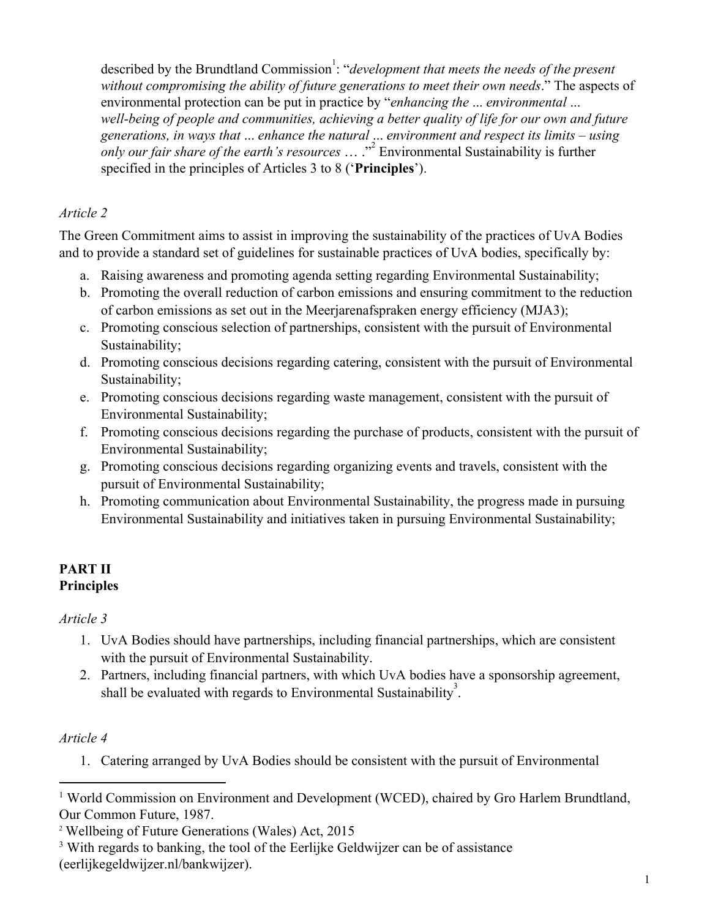described by the Brundtland Commission[1]: "*development that meets the needs of the present without compromising the ability of future generations to meet their own needs*." The aspects of environmental protection can be put in practice by "*enhancing the … environmental … well-being of people and communities, achieving a better quality of life for our own and future generations, in ways that … enhance the natural … environment and respect its limits – using only our fair share of the earth's resources* … ."[2] Environmental Sustainability is further specified in the principles of Articles 3 to 8 ('**Principles**').

*Article 2*

The Green Commitment aims to assist in improving the sustainability of the practices of UvA Bodies and to provide a standard set of guidelines for sustainable practices of UvA bodies, specifically by:

a. Raising awareness and promoting agenda setting regarding Environmental Sustainability;
b. Promoting the overall reduction of carbon emissions and ensuring commitment to the reduction of carbon emissions as set out in the Meerjarenafspraken energy efficiency (MJA3);
c. Promoting conscious selection of partnerships, consistent with the pursuit of Environmental Sustainability;
d. Promoting conscious decisions regarding catering, consistent with the pursuit of Environmental Sustainability;
e. Promoting conscious decisions regarding waste management, consistent with the pursuit of Environmental Sustainability;
f. Promoting conscious decisions regarding the purchase of products, consistent with the pursuit of Environmental Sustainability;
g. Promoting conscious decisions regarding organizing events and travels, consistent with the pursuit of Environmental Sustainability;
h. Promoting communication about Environmental Sustainability, the progress made in pursuing Environmental Sustainability and initiatives taken in pursuing Environmental Sustainability;

## PART II
## Principles

*Article 3*

1. UvA Bodies should have partnerships, including financial partnerships, which are consistent with the pursuit of Environmental Sustainability.
2. Partners, including financial partners, with which UvA bodies have a sponsorship agreement, shall be evaluated with regards to Environmental Sustainability[3].

*Article 4*

1. Catering arranged by UvA Bodies should be consistent with the pursuit of Environmental

---

[1] World Commission on Environment and Development (WCED), chaired by Gro Harlem Brundtland, Our Common Future, 1987.

[2] Wellbeing of Future Generations (Wales) Act, 2015

[3] With regards to banking, the tool of the Eerlijke Geldwijzer can be of assistance (eerlijkegeldwijzer.nl/bankwijzer).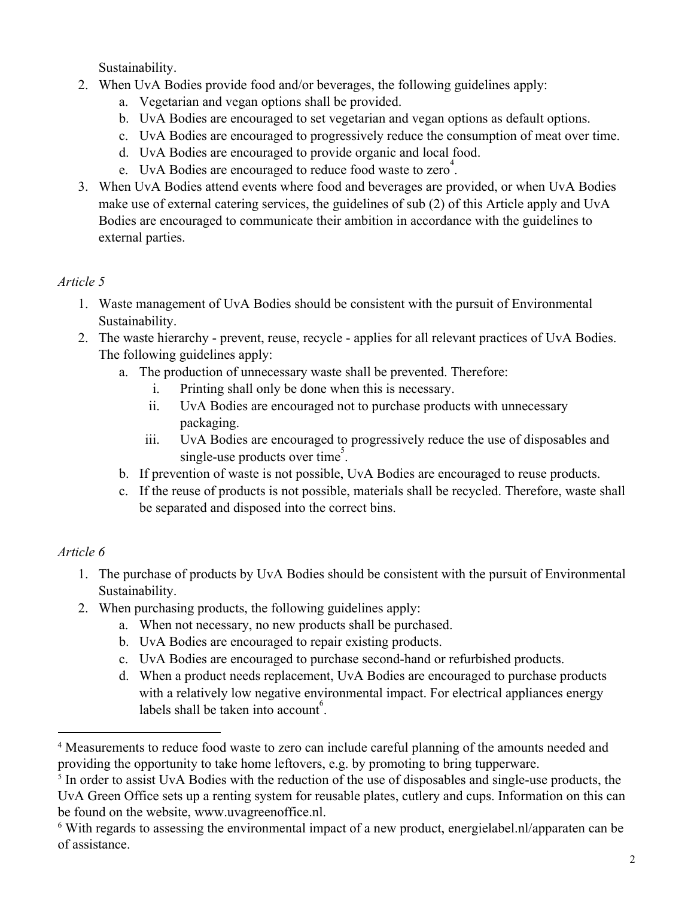Sustainability.

2. When UvA Bodies provide food and/or beverages, the following guidelines apply:
    a. Vegetarian and vegan options shall be provided.
    b. UvA Bodies are encouraged to set vegetarian and vegan options as default options.
    c. UvA Bodies are encouraged to progressively reduce the consumption of meat over time.
    d. UvA Bodies are encouraged to provide organic and local food.
    e. UvA Bodies are encouraged to reduce food waste to zero[4].
3. When UvA Bodies attend events where food and beverages are provided, or when UvA Bodies make use of external catering services, the guidelines of sub (2) of this Article apply and UvA Bodies are encouraged to communicate their ambition in accordance with the guidelines to external parties.

*Article 5*

1. Waste management of UvA Bodies should be consistent with the pursuit of Environmental Sustainability.
2. The waste hierarchy - prevent, reuse, recycle - applies for all relevant practices of UvA Bodies. The following guidelines apply:
    a. The production of unnecessary waste shall be prevented. Therefore:
        i. Printing shall only be done when this is necessary.
        ii. UvA Bodies are encouraged not to purchase products with unnecessary packaging.
        iii. UvA Bodies are encouraged to progressively reduce the use of disposables and single-use products over time[5].
    b. If prevention of waste is not possible, UvA Bodies are encouraged to reuse products.
    c. If the reuse of products is not possible, materials shall be recycled. Therefore, waste shall be separated and disposed into the correct bins.

*Article 6*

1. The purchase of products by UvA Bodies should be consistent with the pursuit of Environmental Sustainability.
2. When purchasing products, the following guidelines apply:
    a. When not necessary, no new products shall be purchased.
    b. UvA Bodies are encouraged to repair existing products.
    c. UvA Bodies are encouraged to purchase second-hand or refurbished products.
    d. When a product needs replacement, UvA Bodies are encouraged to purchase products with a relatively low negative environmental impact. For electrical appliances energy labels shall be taken into account[6].

---

[4] Measurements to reduce food waste to zero can include careful planning of the amounts needed and providing the opportunity to take home leftovers, e.g. by promoting to bring tupperware.

[5] In order to assist UvA Bodies with the reduction of the use of disposables and single-use products, the UvA Green Office sets up a renting system for reusable plates, cutlery and cups. Information on this can be found on the website, www.uvagreenoffice.nl.

[6] With regards to assessing the environmental impact of a new product, energielabel.nl/apparaten can be of assistance.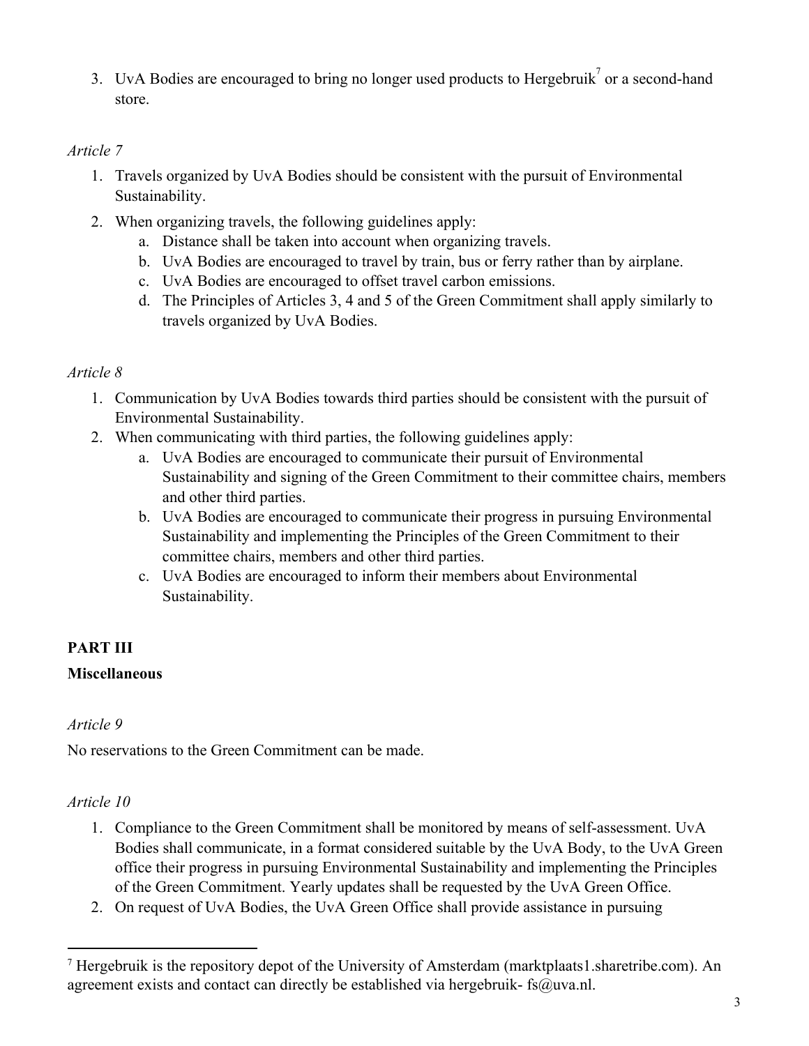3. UvA Bodies are encouraged to bring no longer used products to Hergebruik[7] or a second-hand store.

*Article 7*

1. Travels organized by UvA Bodies should be consistent with the pursuit of Environmental Sustainability.
2. When organizing travels, the following guidelines apply:
   a. Distance shall be taken into account when organizing travels.
   b. UvA Bodies are encouraged to travel by train, bus or ferry rather than by airplane.
   c. UvA Bodies are encouraged to offset travel carbon emissions.
   d. The Principles of Articles 3, 4 and 5 of the Green Commitment shall apply similarly to travels organized by UvA Bodies.

*Article 8*

1. Communication by UvA Bodies towards third parties should be consistent with the pursuit of Environmental Sustainability.
2. When communicating with third parties, the following guidelines apply:
   a. UvA Bodies are encouraged to communicate their pursuit of Environmental Sustainability and signing of the Green Commitment to their committee chairs, members and other third parties.
   b. UvA Bodies are encouraged to communicate their progress in pursuing Environmental Sustainability and implementing the Principles of the Green Commitment to their committee chairs, members and other third parties.
   c. UvA Bodies are encouraged to inform their members about Environmental Sustainability.

## PART III

**Miscellaneous**

*Article 9*

No reservations to the Green Commitment can be made.

*Article 10*

1. Compliance to the Green Commitment shall be monitored by means of self-assessment. UvA Bodies shall communicate, in a format considered suitable by the UvA Body, to the UvA Green office their progress in pursuing Environmental Sustainability and implementing the Principles of the Green Commitment. Yearly updates shall be requested by the UvA Green Office.
2. On request of UvA Bodies, the UvA Green Office shall provide assistance in pursuing

[7] Hergebruik is the repository depot of the University of Amsterdam (marktplaats1.sharetribe.com). An agreement exists and contact can directly be established via hergebruik- fs@uva.nl.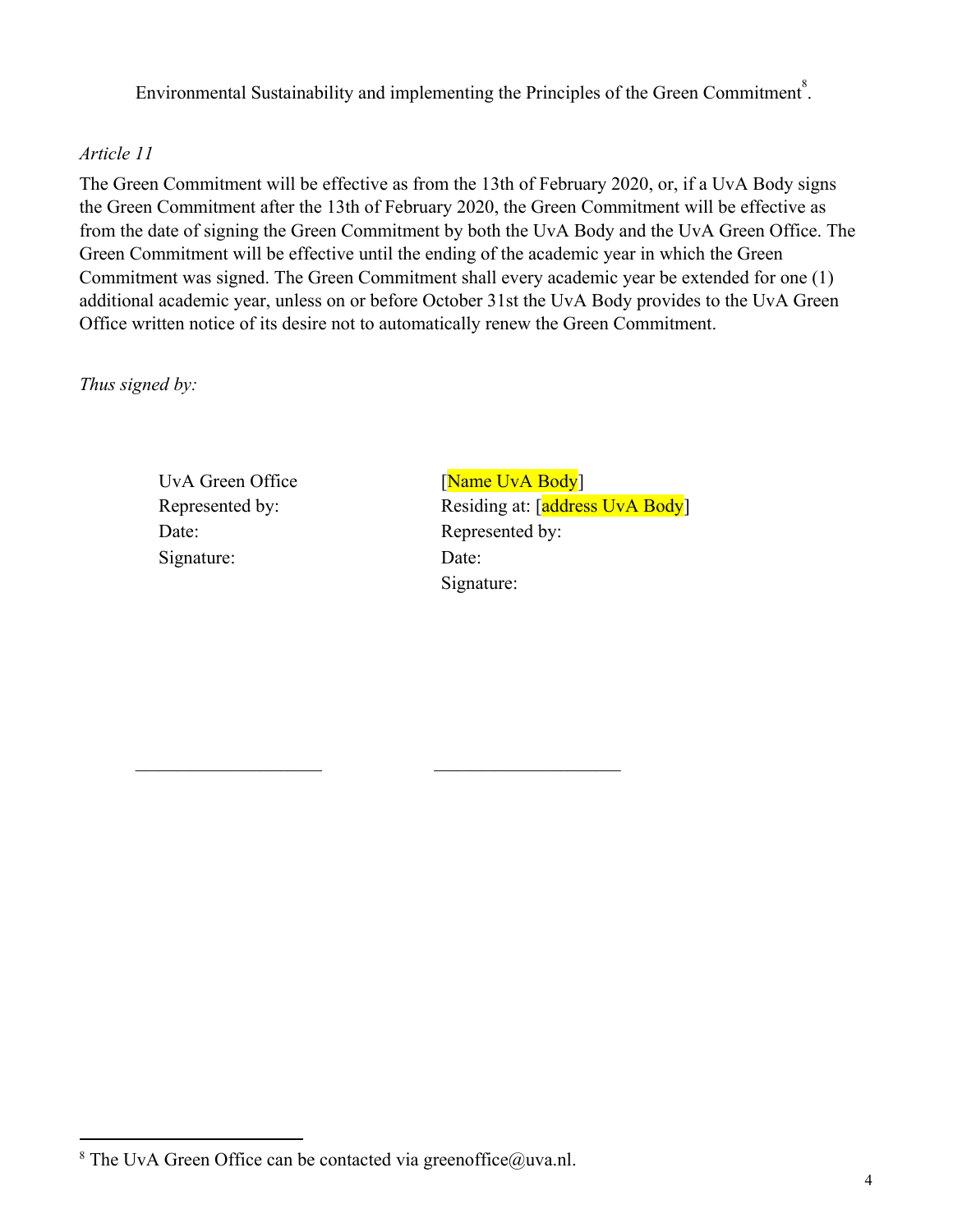Environmental Sustainability and implementing the Principles of the Green Commitment[8].

*Article 11*

The Green Commitment will be effective as from the 13th of February 2020, or, if a UvA Body signs the Green Commitment after the 13th of February 2020, the Green Commitment will be effective as from the date of signing the Green Commitment by both the UvA Body and the UvA Green Office. The Green Commitment will be effective until the ending of the academic year in which the Green Commitment was signed. The Green Commitment shall every academic year be extended for one (1) additional academic year, unless on or before October 31st the UvA Body provides to the UvA Green Office written notice of its desire not to automatically renew the Green Commitment.

*Thus signed by:*

| | |
|---|---|
| UvA Green Office | [Name UvA Body] |
| Represented by: | Residing at: [address UvA Body] |
| Date: | Represented by: |
| Signature: | Date: |
| | Signature: |

\_\_\_\_\_\_\_\_\_\_\_\_\_\_\_\_\_\_\_\_\_\_ \_\_\_\_\_\_\_\_\_\_\_\_\_\_\_\_\_\_\_\_\_\_

[8] The UvA Green Office can be contacted via greenoffice@uva.nl.